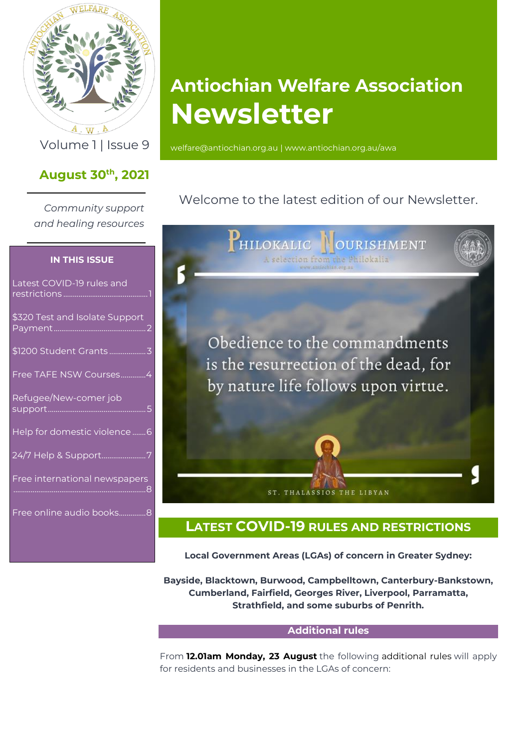# Antiochian Welfare Association Newsletter

welfare@antiochian.org.au | www.antiochian.org.au/awa

Volume 1 | Issue 9

**August 30th, 2021**

*Community support and healing resources*

**IN THIS ISSUE**

- Latest COVID-19 rules and restrictions ........ 1
- $320 Test and Isolate Support Payment ........ 2
- $1200 Student Grants ........ 3
- Free TAFE NSW Courses ........ 4
- Refugee/New-comer job support ........ 5
- Help for domestic violence ........ 6
- 24/7 Help & Support ........ 7
- Free international newspapers ........ 8
- Free online audio books ........ 8

Welcome to the latest edition of our Newsletter.

**Philokalic Nourishment**
A selection from the Philokalia
www.antiochian.org.au

"Obedience to the commandments is the resurrection of the dead, for by nature life follows upon virtue."

St. Thalassios the Libyan

## Latest COVID-19 Rules and Restrictions

**Local Government Areas (LGAs) of concern in Greater Sydney:**

**Bayside, Blacktown, Burwood, Campbelltown, Canterbury-Bankstown, Cumberland, Fairfield, Georges River, Liverpool, Parramatta, Strathfield, and some suburbs of Penrith.**

### Additional rules

From **12.01am Monday, 23 August** the following additional rules will apply for residents and businesses in the LGAs of concern: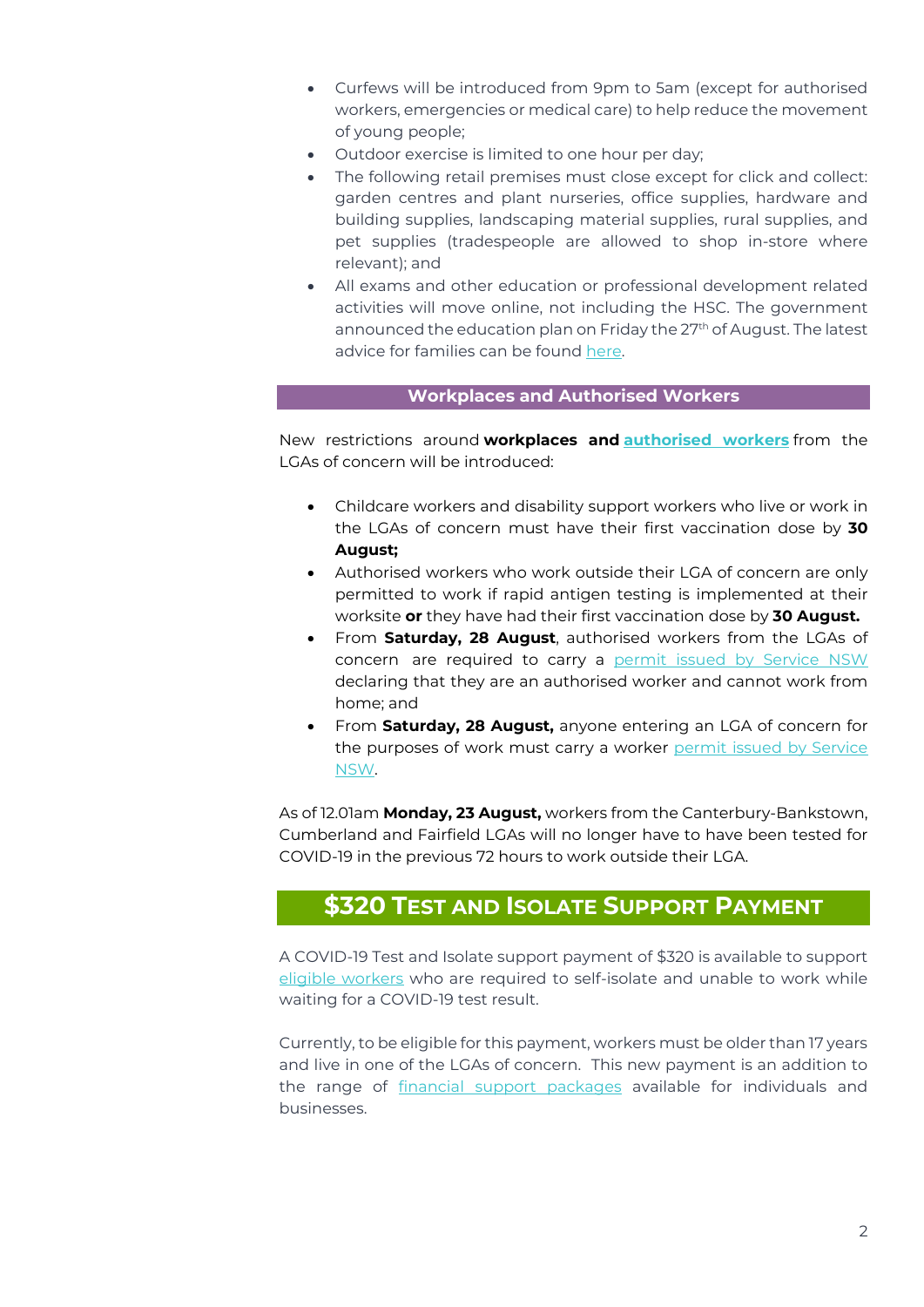- Curfews will be introduced from 9pm to 5am (except for authorised workers, emergencies or medical care) to help reduce the movement of young people;
- Outdoor exercise is limited to one hour per day;
- The following retail premises must close except for click and collect: garden centres and plant nurseries, office supplies, hardware and building supplies, landscaping material supplies, rural supplies, and pet supplies (tradespeople are allowed to shop in-store where relevant); and
- All exams and other education or professional development related activities will move online, not including the HSC. The government announced the education plan on Friday the 27th of August. The latest advice for families can be found here.

## Workplaces and Authorised Workers

New restrictions around **workplaces and authorised workers** from the LGAs of concern will be introduced:

- Childcare workers and disability support workers who live or work in the LGAs of concern must have their first vaccination dose by **30 August;**
- Authorised workers who work outside their LGA of concern are only permitted to work if rapid antigen testing is implemented at their worksite **or** they have had their first vaccination dose by **30 August.**
- From **Saturday, 28 August**, authorised workers from the LGAs of concern are required to carry a permit issued by Service NSW declaring that they are an authorised worker and cannot work from home; and
- From **Saturday, 28 August,** anyone entering an LGA of concern for the purposes of work must carry a worker permit issued by Service NSW.

As of 12.01am **Monday, 23 August,** workers from the Canterbury-Bankstown, Cumberland and Fairfield LGAs will no longer have to have been tested for COVID-19 in the previous 72 hours to work outside their LGA.

# $320 Test and Isolate Support Payment

A COVID-19 Test and Isolate support payment of $320 is available to support eligible workers who are required to self-isolate and unable to work while waiting for a COVID-19 test result.

Currently, to be eligible for this payment, workers must be older than 17 years and live in one of the LGAs of concern. This new payment is an addition to the range of financial support packages available for individuals and businesses.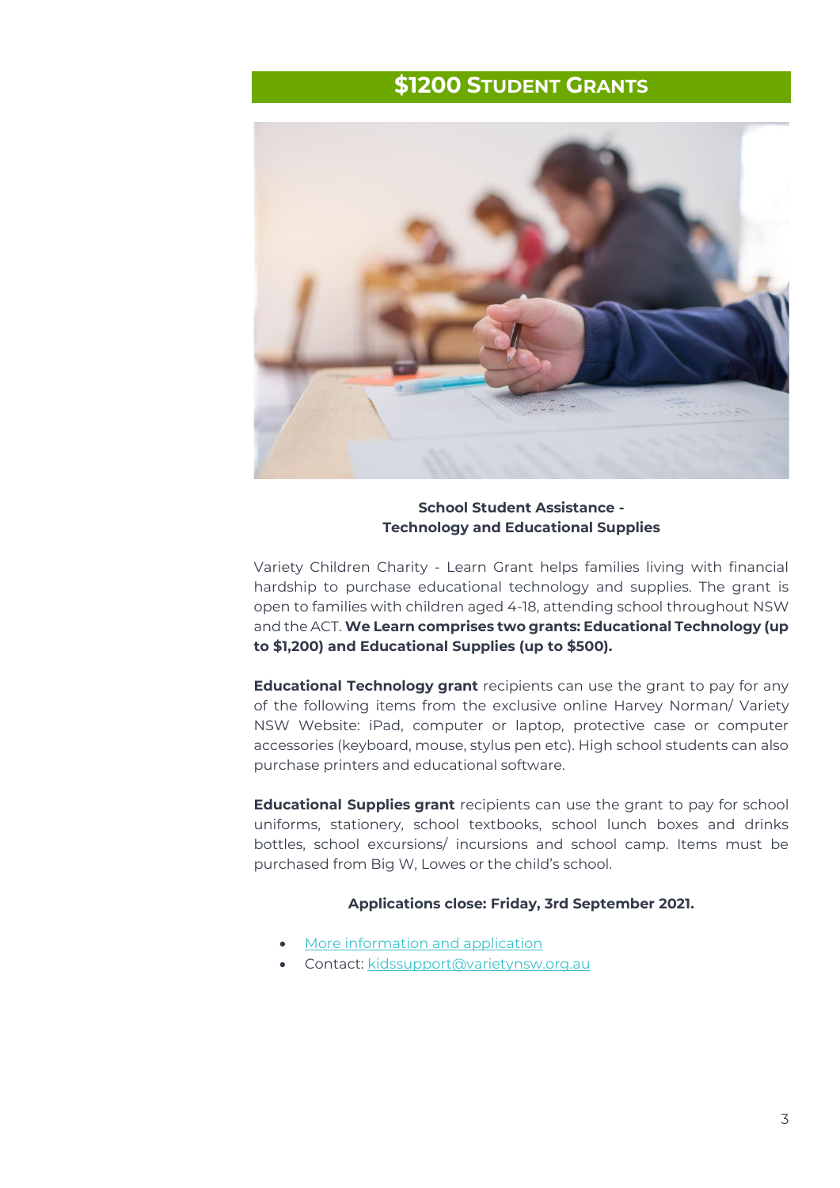## $1200 Student Grants

**School Student Assistance -**
**Technology and Educational Supplies**

Variety Children Charity - Learn Grant helps families living with financial hardship to purchase educational technology and supplies. The grant is open to families with children aged 4-18, attending school throughout NSW and the ACT. **We Learn comprises two grants: Educational Technology (up to $1,200) and Educational Supplies (up to $500).**

**Educational Technology grant** recipients can use the grant to pay for any of the following items from the exclusive online Harvey Norman/ Variety NSW Website: iPad, computer or laptop, protective case or computer accessories (keyboard, mouse, stylus pen etc). High school students can also purchase printers and educational software.

**Educational Supplies grant** recipients can use the grant to pay for school uniforms, stationery, school textbooks, school lunch boxes and drinks bottles, school excursions/ incursions and school camp. Items must be purchased from Big W, Lowes or the child's school.

**Applications close: Friday, 3rd September 2021.**

- More information and application
- Contact: kidssupport@varietynsw.org.au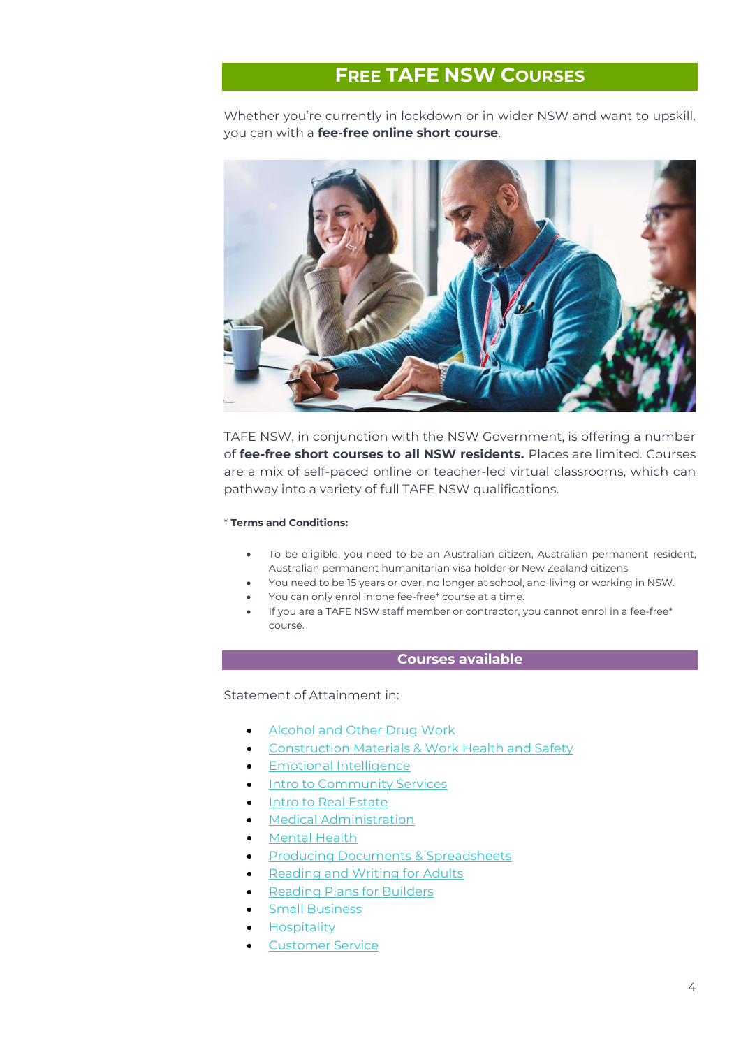## FREE TAFE NSW COURSES

Whether you're currently in lockdown or in wider NSW and want to upskill, you can with a **fee-free online short course**.

TAFE NSW, in conjunction with the NSW Government, is offering a number of **fee-free short courses to all NSW residents.** Places are limited. Courses are a mix of self-paced online or teacher-led virtual classrooms, which can pathway into a variety of full TAFE NSW qualifications.

* **Terms and Conditions:**

- To be eligible, you need to be an Australian citizen, Australian permanent resident, Australian permanent humanitarian visa holder or New Zealand citizens
- You need to be 15 years or over, no longer at school, and living or working in NSW.
- You can only enrol in one fee-free* course at a time.
- If you are a TAFE NSW staff member or contractor, you cannot enrol in a fee-free* course.

### Courses available

Statement of Attainment in:

- Alcohol and Other Drug Work
- Construction Materials & Work Health and Safety
- Emotional Intelligence
- Intro to Community Services
- Intro to Real Estate
- Medical Administration
- Mental Health
- Producing Documents & Spreadsheets
- Reading and Writing for Adults
- Reading Plans for Builders
- Small Business
- Hospitality
- Customer Service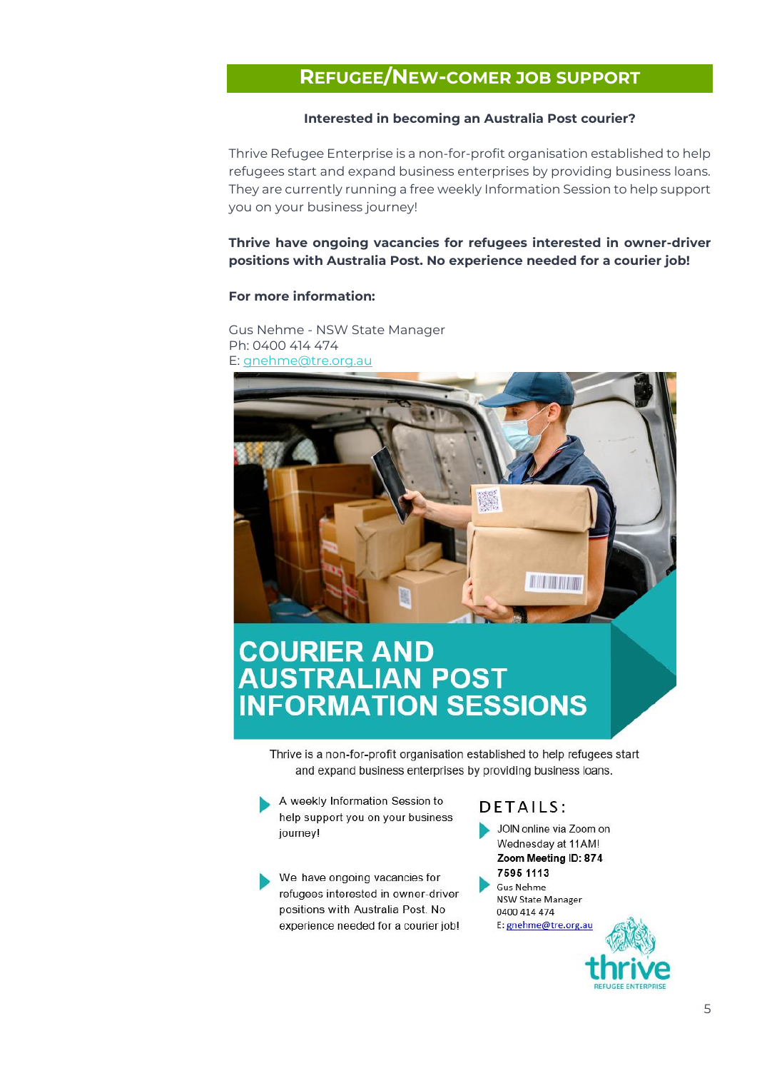## REFUGEE/NEW-COMER JOB SUPPORT

**Interested in becoming an Australia Post courier?**

Thrive Refugee Enterprise is a non-for-profit organisation established to help refugees start and expand business enterprises by providing business loans. They are currently running a free weekly Information Session to help support you on your business journey!

**Thrive have ongoing vacancies for refugees interested in owner-driver positions with Australia Post. No experience needed for a courier job!**

**For more information:**

Gus Nehme - NSW State Manager
Ph: 0400 414 474
E: gnehme@tre.org.au

# COURIER AND AUSTRALIAN POST INFORMATION SESSIONS

Thrive is a non-for-profit organisation established to help refugees start and expand business enterprises by providing business loans.

- A weekly Information Session to help support you on your business journey!
- We have ongoing vacancies for refugees interested in owner-driver positions with Australia Post. No experience needed for a courier job!

### DETAILS:

- JOIN online via Zoom on Wednesday at 11AM! **Zoom Meeting ID: 874 7595 1113**
- Gus Nehme
  NSW State Manager
  0400 414 474
  E: gnehme@tre.org.au

thrive
REFUGEE ENTERPRISE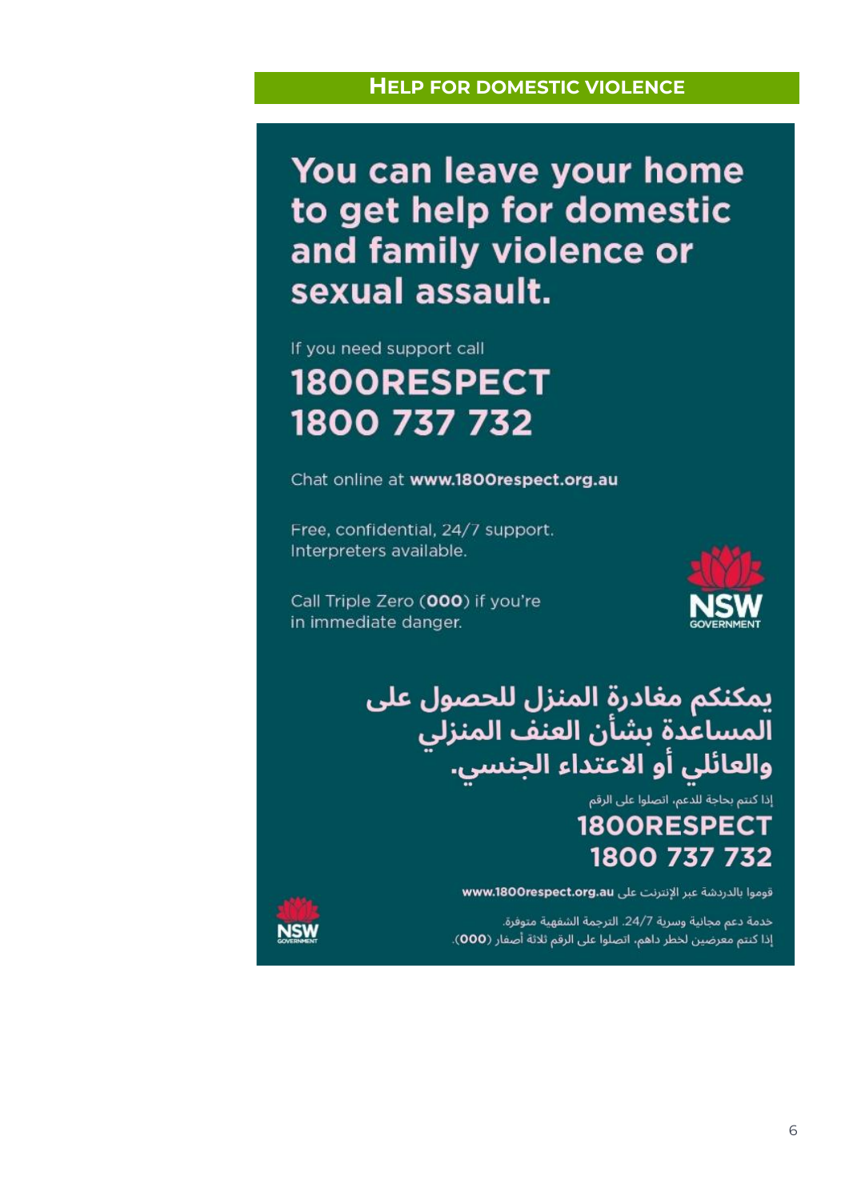## HELP FOR DOMESTIC VIOLENCE

# You can leave your home to get help for domestic and family violence or sexual assault.

If you need support call

**1800RESPECT**
**1800 737 732**

Chat online at **www.1800respect.org.au**

Free, confidential, 24/7 support.
Interpreters available.

Call Triple Zero (**000**) if you're in immediate danger.

NSW GOVERNMENT

# يمكنكم مغادرة المنزل للحصول على المساعدة بشأن العنف المنزلي والعائلي أو الاعتداء الجنسي.

إذا كنتم بحاجة للدعم، اتصلوا على الرقم

**1800RESPECT**
**1800 737 732**

قوموا بالدردشة عبر الإنترنت على **www.1800respect.org.au**

خدمة دعم مجانية وسرية 24/7. الترجمة الشفهية متوفرة.
إذا كنتم معرضين لخطر داهم، اتصلوا على الرقم ثلاثة أصفار (**000**).

NSW GOVERNMENT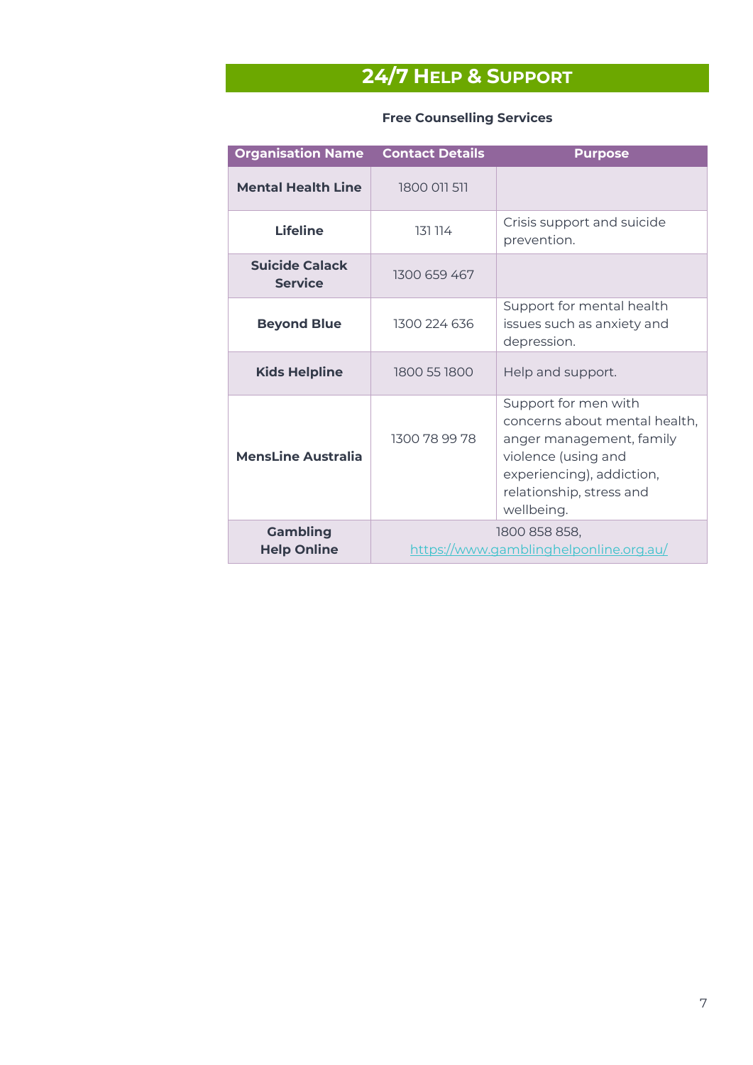# 24/7 Help & Support

**Free Counselling Services**

| Organisation Name | Contact Details | Purpose |
|---|---|---|
| **Mental Health Line** | 1800 011 511 | |
| **Lifeline** | 131 114 | Crisis support and suicide prevention. |
| **Suicide Calack Service** | 1300 659 467 | |
| **Beyond Blue** | 1300 224 636 | Support for mental health issues such as anxiety and depression. |
| **Kids Helpline** | 1800 55 1800 | Help and support. |
| **MensLine Australia** | 1300 78 99 78 | Support for men with concerns about mental health, anger management, family violence (using and experiencing), addiction, relationship, stress and wellbeing. |
| **Gambling Help Online** | 1800 858 858, https://www.gamblinghelponline.org.au/ | |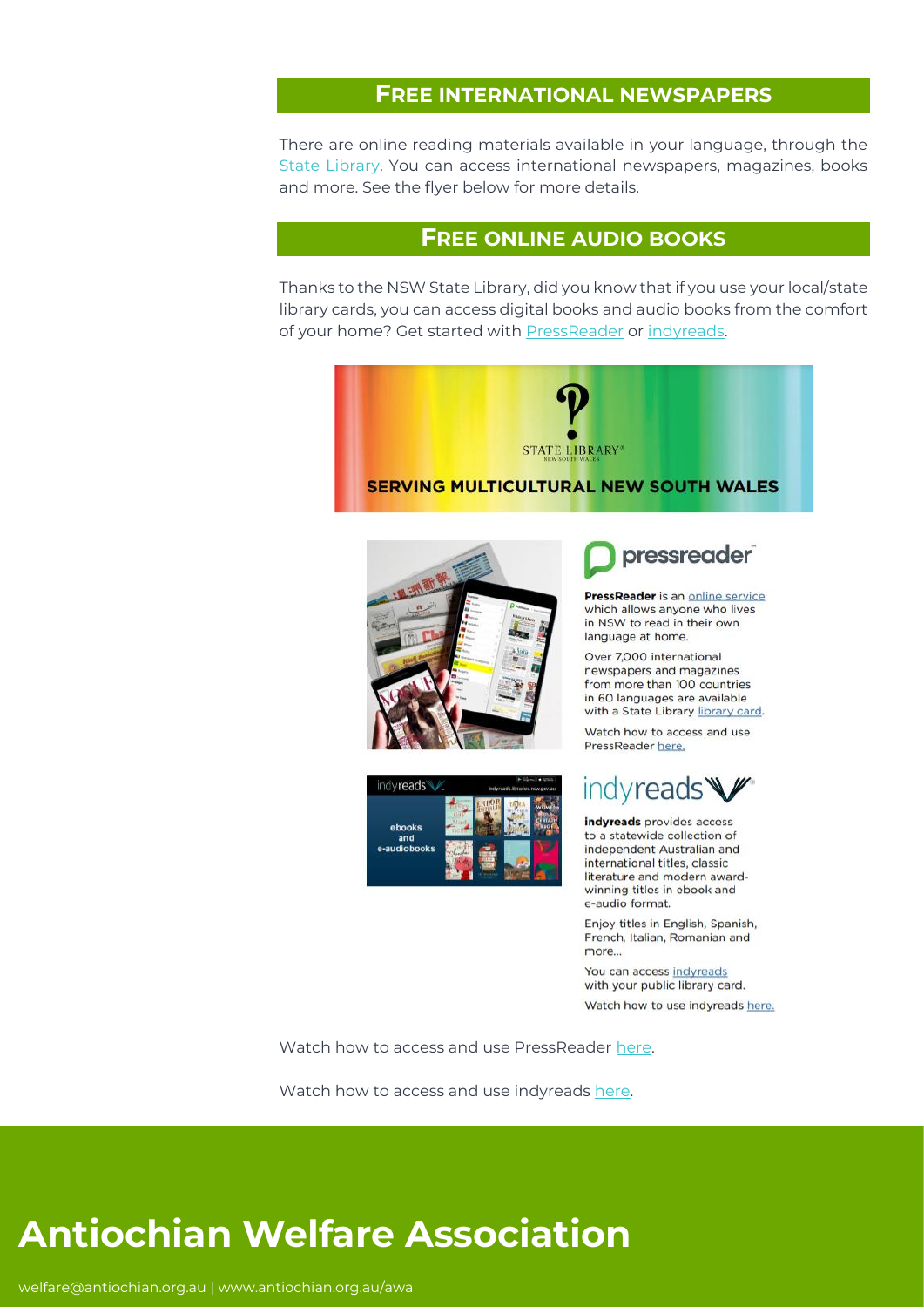## FREE INTERNATIONAL NEWSPAPERS

There are online reading materials available in your language, through the State Library. You can access international newspapers, magazines, books and more. See the flyer below for more details.

## FREE ONLINE AUDIO BOOKS

Thanks to the NSW State Library, did you know that if you use your local/state library cards, you can access digital books and audio books from the comfort of your home? Get started with PressReader or indyreads.

STATE LIBRARY NEW SOUTH WALES

**SERVING MULTICULTURAL NEW SOUTH WALES**

pressreader

**PressReader** is an online service which allows anyone who lives in NSW to read in their own language at home.

Over 7,000 international newspapers and magazines from more than 100 countries in 60 languages are available with a State Library library card.

Watch how to access and use PressReader here.

indyreads

**indyreads** provides access to a statewide collection of independent Australian and international titles, classic literature and modern award-winning titles in ebook and e-audio format.

Enjoy titles in English, Spanish, French, Italian, Romanian and more...

You can access indyreads with your public library card.

Watch how to use indyreads here.

Watch how to access and use PressReader here.

Watch how to access and use indyreads here.

# Antiochian Welfare Association

welfare@antiochian.org.au | www.antiochian.org.au/awa